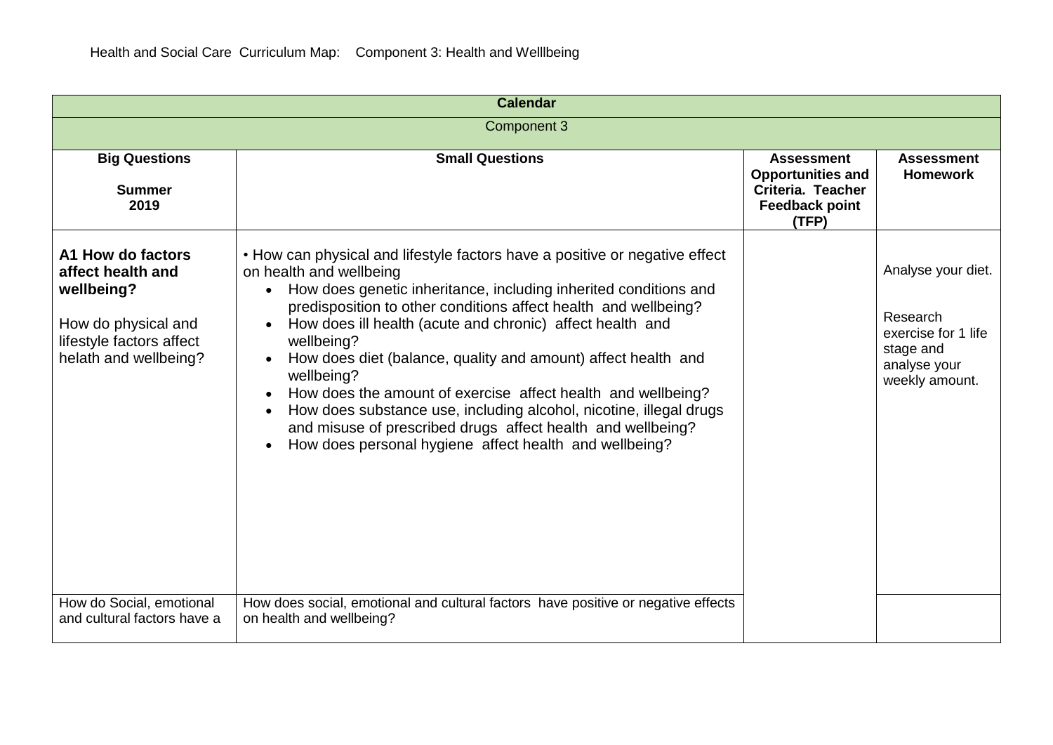Health and Social Care Curriculum Map: Component 3: Health and Welllbeing

| **Calendar** | | | |
|---|---|---|---|
| Component 3 | | | |
| **Big Questions**<br><br>**Summer 2019** | **Small Questions** | **Assessment Opportunities and Criteria. Teacher Feedback point (TFP)** | **Assessment Homework** |
| **A1 How do factors affect health and wellbeing?**<br><br>How do physical and lifestyle factors affect helath and wellbeing? | • How can physical and lifestyle factors have a positive or negative effect on health and wellbeing<br>• How does genetic inheritance, including inherited conditions and predisposition to other conditions affect health and wellbeing?<br>• How does ill health (acute and chronic) affect health and wellbeing?<br>• How does diet (balance, quality and amount) affect health and wellbeing?<br>• How does the amount of exercise affect health and wellbeing?<br>• How does substance use, including alcohol, nicotine, illegal drugs and misuse of prescribed drugs affect health and wellbeing?<br>• How does personal hygiene affect health and wellbeing? | | Analyse your diet.<br><br>Research exercise for 1 life stage and analyse your weekly amount. |
| How do Social, emotional and cultural factors have a | How does social, emotional and cultural factors have positive or negative effects on health and wellbeing? | | |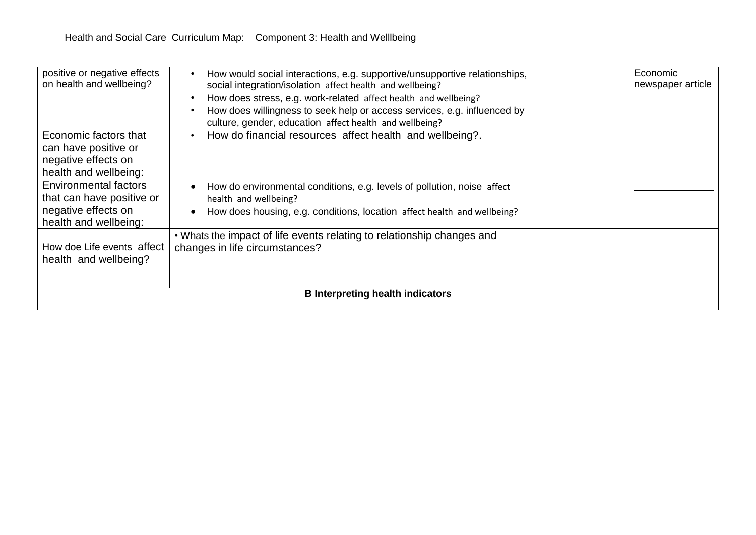Health and Social Care  Curriculum Map:    Component 3: Health and Welllbeing

| | | | |
|---|---|---|---|
| positive or negative effects on health and wellbeing? | • How would social interactions, e.g. supportive/unsupportive relationships, social integration/isolation  affect health  and wellbeing?<br>• How does stress, e.g. work-related  affect health  and wellbeing?<br>• How does willingness to seek help or access services, e.g. influenced by culture, gender, education  affect health  and wellbeing? | | Economic newspaper article |
| Economic factors that can have positive or negative effects on health and wellbeing: | • How do financial resources  affect health  and wellbeing?. | | |
| Environmental factors that can have positive or negative effects on health and wellbeing: | • How do environmental conditions, e.g. levels of pollution, noise  affect health  and wellbeing?<br>• How does housing, e.g. conditions, location  affect health  and wellbeing? | | |
| How doe Life events  affect health  and wellbeing? | • Whats the impact of life events relating to relationship changes and changes in life circumstances? | | |
| **B Interpreting health indicators** | | | |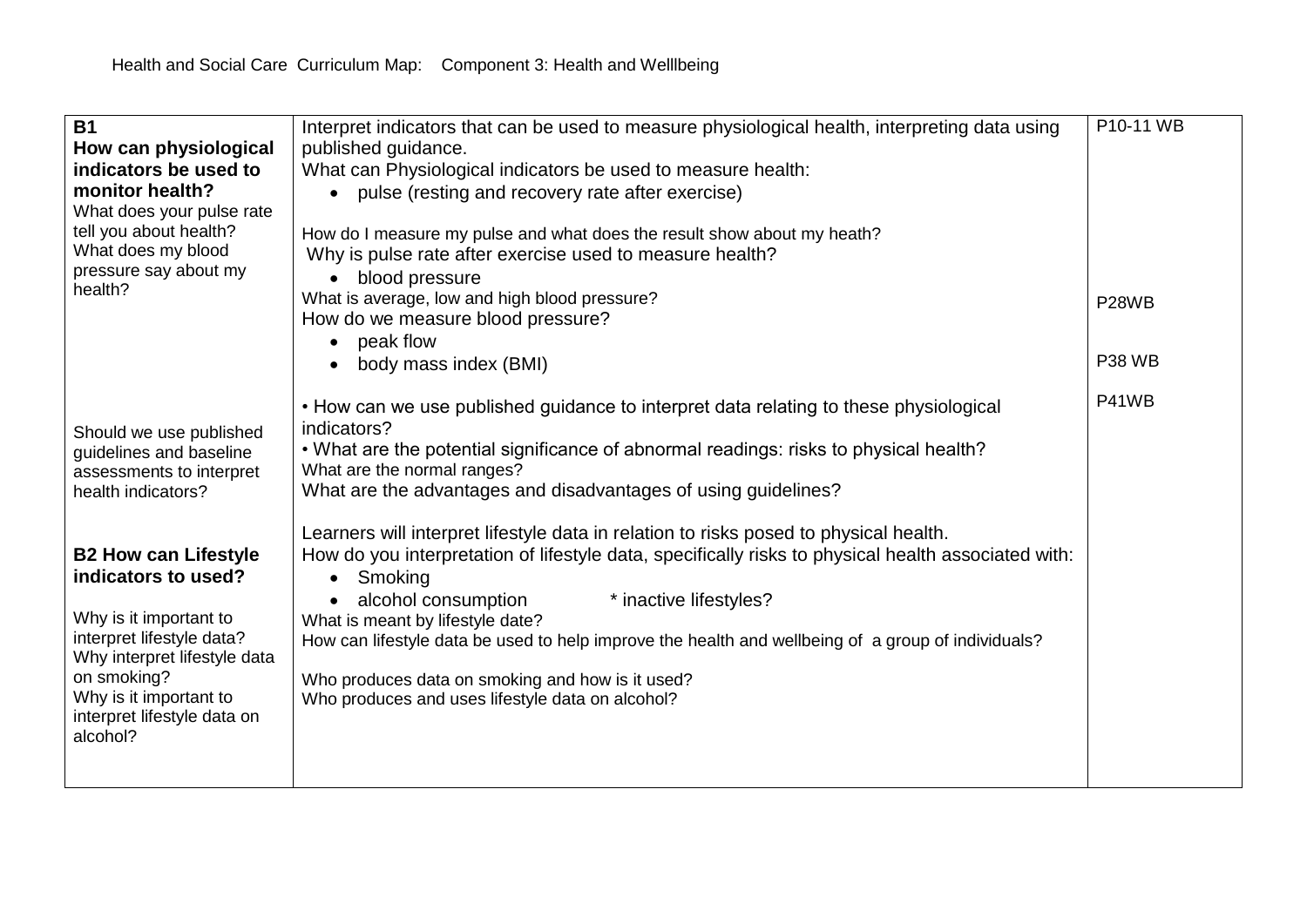Health and Social Care Curriculum Map: Component 3: Health and Welllbeing

| | | |
|---|---|---|
| **B1**<br>**How can physiological indicators be used to monitor health?**<br>What does your pulse rate tell you about health?<br>What does my blood pressure say about my health?<br><br>Should we use published guidelines and baseline assessments to interpret health indicators?<br><br>**B2 How can Lifestyle indicators to used?**<br><br>Why is it important to interpret lifestyle data?<br>Why interpret lifestyle data on smoking?<br>Why is it important to interpret lifestyle data on alcohol? | Interpret indicators that can be used to measure physiological health, interpreting data using published guidance.<br>What can Physiological indicators be used to measure health:<br>• pulse (resting and recovery rate after exercise)<br><br>How do I measure my pulse and what does the result show about my heath?<br>Why is pulse rate after exercise used to measure health?<br>• blood pressure<br>What is average, low and high blood pressure?<br>How do we measure blood pressure?<br>• peak flow<br>• body mass index (BMI)<br><br>• How can we use published guidance to interpret data relating to these physiological indicators?<br>• What are the potential significance of abnormal readings: risks to physical health?<br>What are the normal ranges?<br>What are the advantages and disadvantages of using guidelines?<br><br>Learners will interpret lifestyle data in relation to risks posed to physical health.<br>How do you interpretation of lifestyle data, specifically risks to physical health associated with:<br>• Smoking<br>• alcohol consumption * inactive lifestyles?<br>What is meant by lifestyle date?<br>How can lifestyle data be used to help improve the health and wellbeing of a group of individuals?<br><br>Who produces data on smoking and how is it used?<br>Who produces and uses lifestyle data on alcohol? | P10-11 WB<br><br>P28WB<br><br>P38 WB<br><br>P41WB |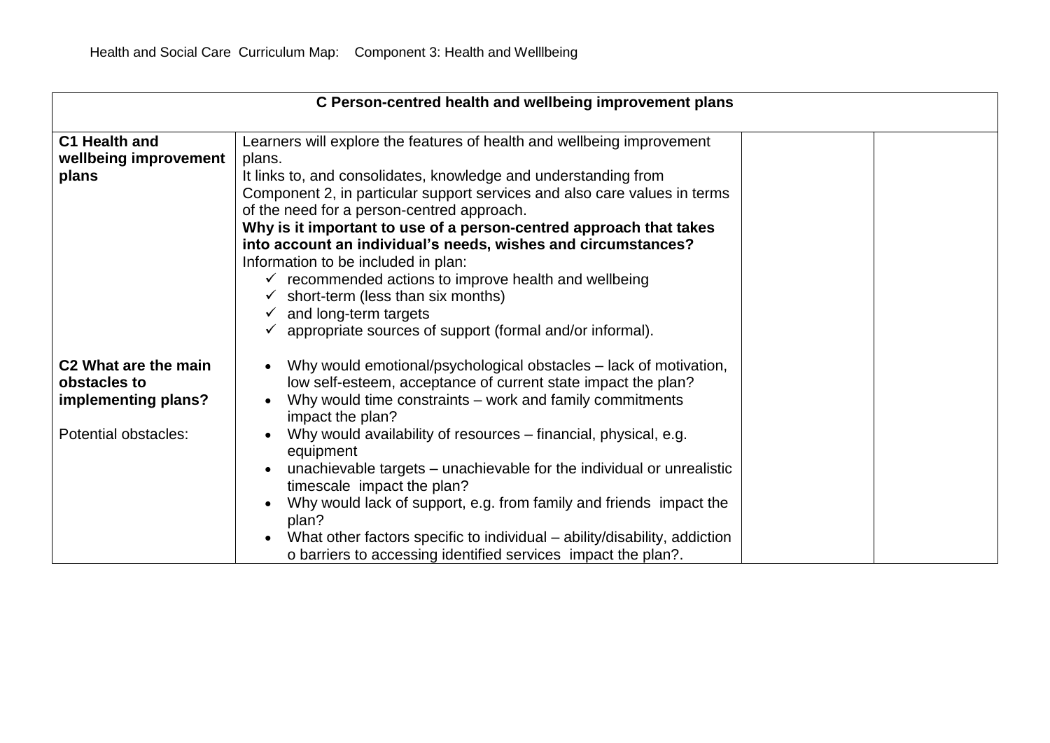Health and Social Care Curriculum Map: Component 3: Health and Welllbeing

| C Person-centred health and wellbeing improvement plans | | | |
|---|---|---|---|
| **C1 Health and wellbeing improvement plans** | Learners will explore the features of health and wellbeing improvement plans.<br>It links to, and consolidates, knowledge and understanding from Component 2, in particular support services and also care values in terms of the need for a person-centred approach.<br>**Why is it important to use of a person-centred approach that takes into account an individual's needs, wishes and circumstances?**<br>Information to be included in plan:<br>✓ recommended actions to improve health and wellbeing<br>✓ short-term (less than six months)<br>✓ and long-term targets<br>✓ appropriate sources of support (formal and/or informal). | | |
| **C2 What are the main obstacles to implementing plans?**<br><br>Potential obstacles: | • Why would emotional/psychological obstacles – lack of motivation, low self-esteem, acceptance of current state impact the plan?<br>• Why would time constraints – work and family commitments impact the plan?<br>• Why would availability of resources – financial, physical, e.g. equipment<br>• unachievable targets – unachievable for the individual or unrealistic timescale impact the plan?<br>• Why would lack of support, e.g. from family and friends impact the plan?<br>• What other factors specific to individual – ability/disability, addiction o barriers to accessing identified services impact the plan?. | | |